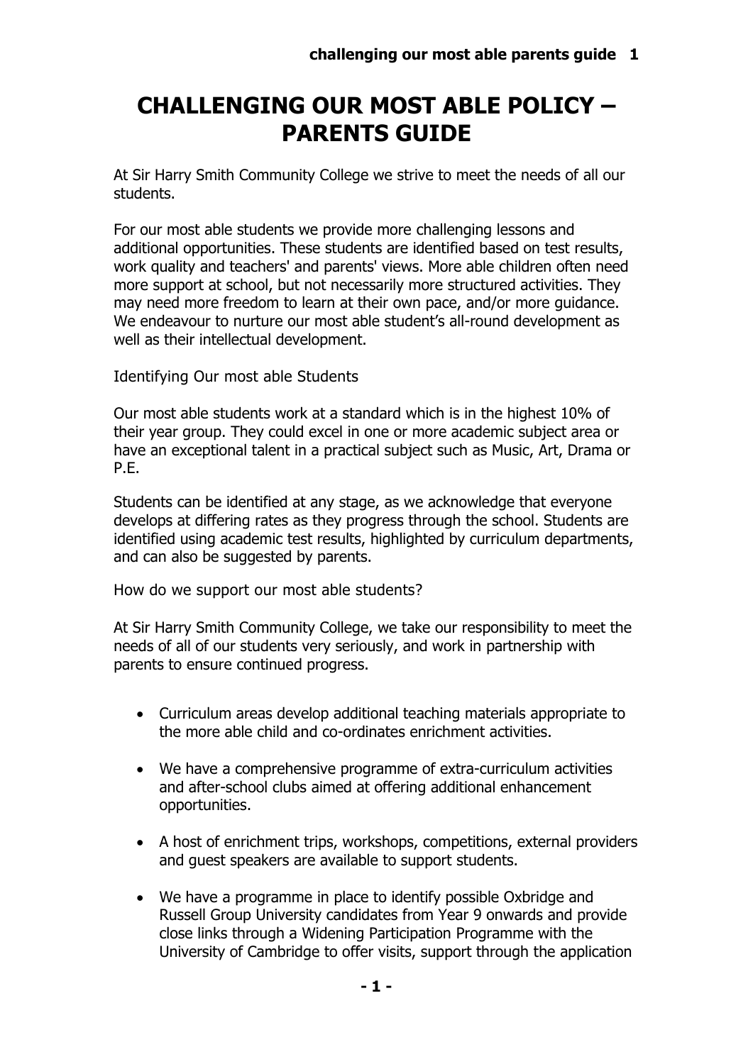# CHALLENGING OUR MOST ABLE POLICY – PARENTS GUIDE

At Sir Harry Smith Community College we strive to meet the needs of all our students.

For our most able students we provide more challenging lessons and additional opportunities. These students are identified based on test results, work quality and teachers' and parents' views. More able children often need more support at school, but not necessarily more structured activities. They may need more freedom to learn at their own pace, and/or more guidance. We endeavour to nurture our most able student's all-round development as well as their intellectual development.

Identifying Our most able Students

Our most able students work at a standard which is in the highest 10% of their year group. They could excel in one or more academic subject area or have an exceptional talent in a practical subject such as Music, Art, Drama or P.E.

Students can be identified at any stage, as we acknowledge that everyone develops at differing rates as they progress through the school. Students are identified using academic test results, highlighted by curriculum departments, and can also be suggested by parents.

How do we support our most able students?

At Sir Harry Smith Community College, we take our responsibility to meet the needs of all of our students very seriously, and work in partnership with parents to ensure continued progress.

- Curriculum areas develop additional teaching materials appropriate to the more able child and co-ordinates enrichment activities.
- We have a comprehensive programme of extra-curriculum activities and after-school clubs aimed at offering additional enhancement opportunities.
- A host of enrichment trips, workshops, competitions, external providers and guest speakers are available to support students.
- We have a programme in place to identify possible Oxbridge and Russell Group University candidates from Year 9 onwards and provide close links through a Widening Participation Programme with the University of Cambridge to offer visits, support through the application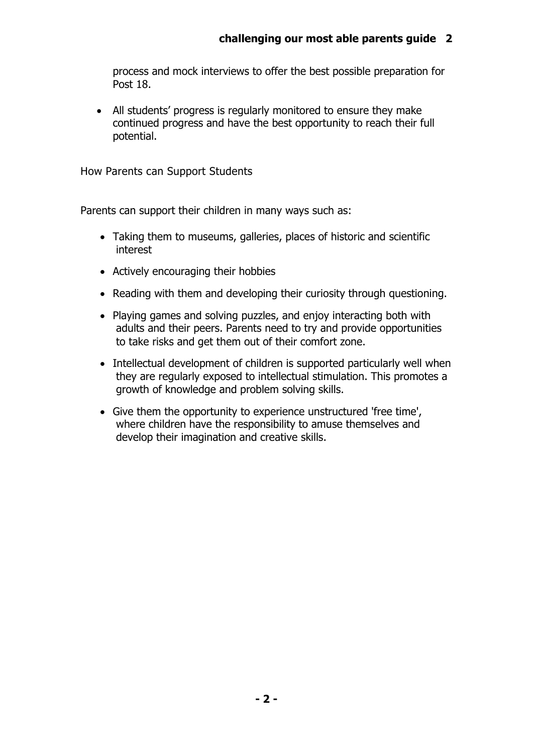process and mock interviews to offer the best possible preparation for Post 18.

- All students' progress is regularly monitored to ensure they make continued progress and have the best opportunity to reach their full potential.

How Parents can Support Students

Parents can support their children in many ways such as:

- Taking them to museums, galleries, places of historic and scientific interest
- Actively encouraging their hobbies
- Reading with them and developing their curiosity through questioning.
- Playing games and solving puzzles, and enjoy interacting both with adults and their peers. Parents need to try and provide opportunities to take risks and get them out of their comfort zone.
- Intellectual development of children is supported particularly well when they are regularly exposed to intellectual stimulation. This promotes a growth of knowledge and problem solving skills.
- Give them the opportunity to experience unstructured 'free time', where children have the responsibility to amuse themselves and develop their imagination and creative skills.